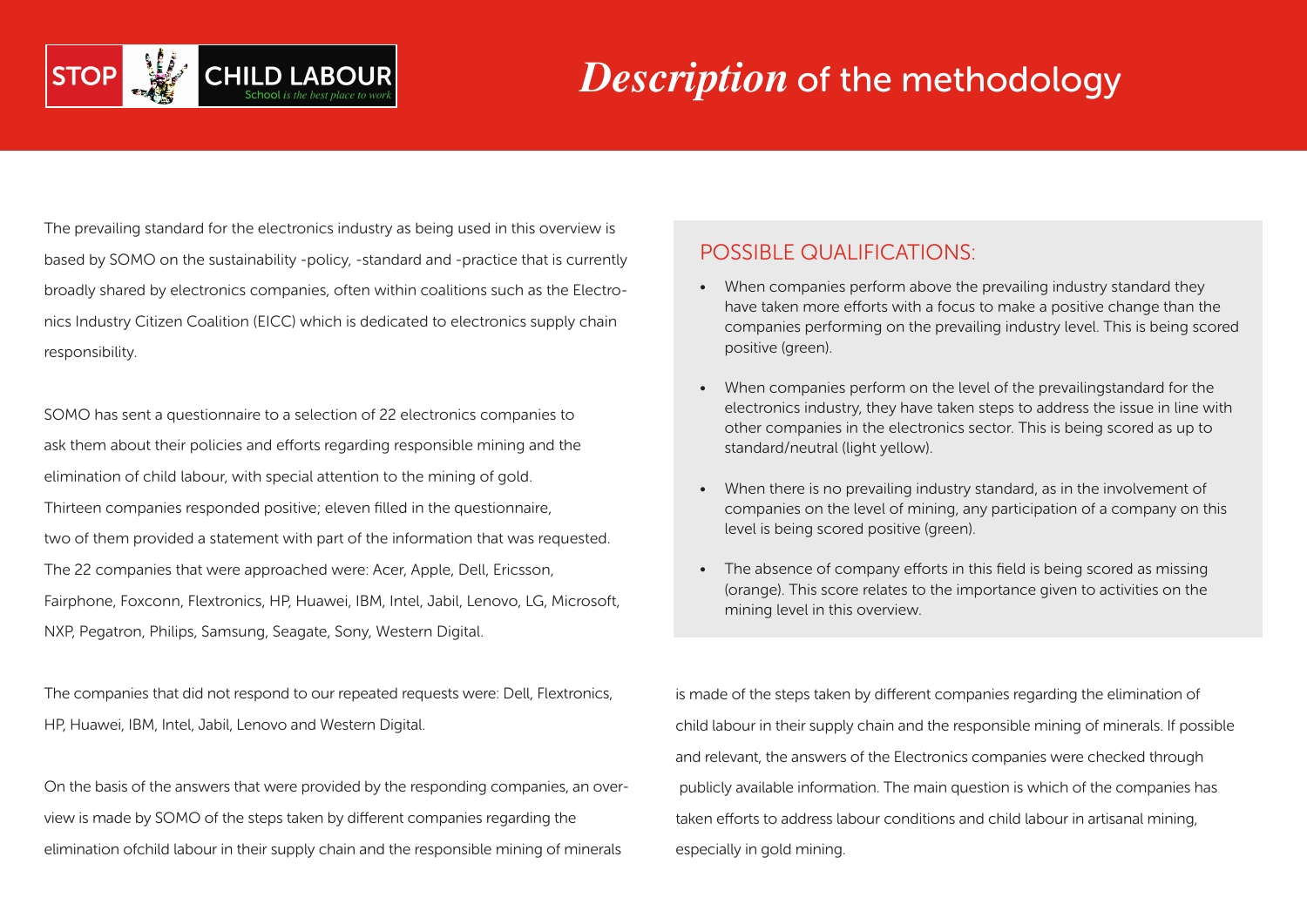# *Description* of the methodology

The prevailing standard for the electronics industry as being used in this overview is based by SOMO on the sustainability -policy, -standard and -practice that is currently broadly shared by electronics companies, often within coalitions such as the Electronics Industry Citizen Coalition (EICC) which is dedicated to electronics supply chain responsibility.

SOMO has sent a questionnaire to a selection of 22 electronics companies to ask them about their policies and efforts regarding responsible mining and the elimination of child labour, with special attention to the mining of gold. Thirteen companies responded positive; eleven filled in the questionnaire, two of them provided a statement with part of the information that was requested. The 22 companies that were approached were: Acer, Apple, Dell, Ericsson, Fairphone, Foxconn, Flextronics, HP, Huawei, IBM, Intel, Jabil, Lenovo, LG, Microsoft, NXP, Pegatron, Philips, Samsung, Seagate, Sony, Western Digital.

The companies that did not respond to our repeated requests were: Dell, Flextronics, HP, Huawei, IBM, Intel, Jabil, Lenovo and Western Digital.

On the basis of the answers that were provided by the responding companies, an overview is made by SOMO of the steps taken by different companies regarding the elimination ofchild labour in their supply chain and the responsible mining of minerals is made of the steps taken by different companies regarding the elimination of child labour in their supply chain and the responsible mining of minerals. If possible and relevant, the answers of the Electronics companies were checked through publicly available information. The main question is which of the companies has taken efforts to address labour conditions and child labour in artisanal mining, especially in gold mining.

## POSSIBLE QUALIFICATIONS:

- When companies perform above the prevailing industry standard they have taken more efforts with a focus to make a positive change than the companies performing on the prevailing industry level. This is being scored positive (green).
- When companies perform on the level of the prevailingstandard for the electronics industry, they have taken steps to address the issue in line with other companies in the electronics sector. This is being scored as up to standard/neutral (light yellow).
- When there is no prevailing industry standard, as in the involvement of companies on the level of mining, any participation of a company on this level is being scored positive (green).
- The absence of company efforts in this field is being scored as missing (orange). This score relates to the importance given to activities on the mining level in this overview.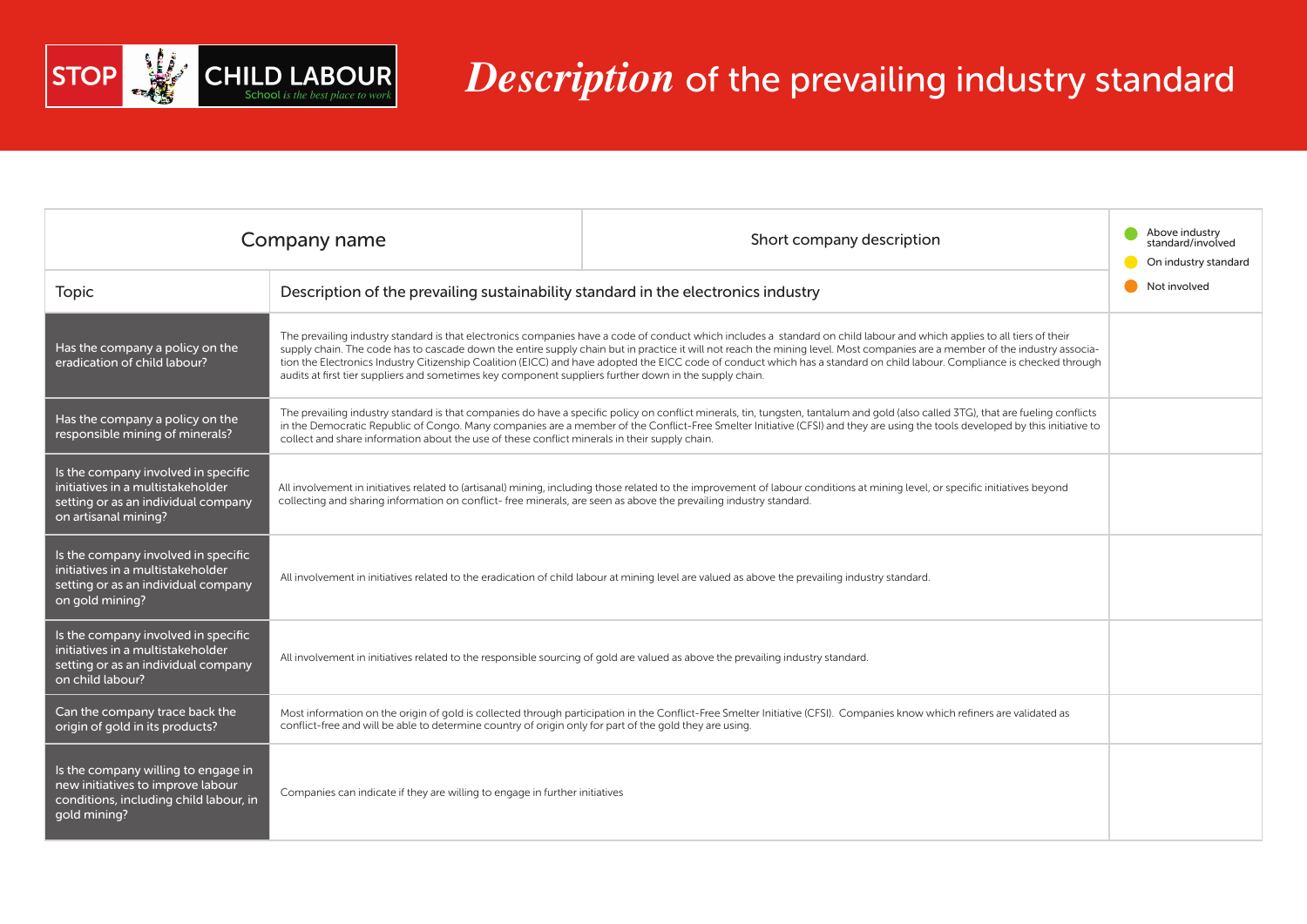STOP CHILD LABOUR — School *is the best place to work*

# *Description* of the prevailing industry standard

| Company name | Short company description | |
|---|---|---|
| **Topic** | **Description of the prevailing sustainability standard in the electronics industry** | Above industry standard/involved; On industry standard; Not involved |
| Has the company a policy on the eradication of child labour? | The prevailing industry standard is that electronics companies have a code of conduct which includes a standard on child labour and which applies to all tiers of their supply chain. The code has to cascade down the entire supply chain but in practice it will not reach the mining level. Most companies are a member of the industry association the Electronics Industry Citizenship Coalition (EICC) and have adopted the EICC code of conduct which has a standard on child labour. Compliance is checked through audits at first tier suppliers and sometimes key component suppliers further down in the supply chain. | |
| Has the company a policy on the responsible mining of minerals? | The prevailing industry standard is that companies do have a specific policy on conflict minerals, tin, tungsten, tantalum and gold (also called 3TG), that are fueling conflicts in the Democratic Republic of Congo. Many companies are a member of the Conflict-Free Smelter Initiative (CFSI) and they are using the tools developed by this initiative to collect and share information about the use of these conflict minerals in their supply chain. | |
| Is the company involved in specific initiatives in a multistakeholder setting or as an individual company on artisanal mining? | All involvement in initiatives related to (artisanal) mining, including those related to the improvement of labour conditions at mining level, or specific initiatives beyond collecting and sharing information on conflict- free minerals, are seen as above the prevailing industry standard. | |
| Is the company involved in specific initiatives in a multistakeholder setting or as an individual company on gold mining? | All involvement in initiatives related to the eradication of child labour at mining level are valued as above the prevailing industry standard. | |
| Is the company involved in specific initiatives in a multistakeholder setting or as an individual company on child labour? | All involvement in initiatives related to the responsible sourcing of gold are valued as above the prevailing industry standard. | |
| Can the company trace back the origin of gold in its products? | Most information on the origin of gold is collected through participation in the Conflict-Free Smelter Initiative (CFSI). Companies know which refiners are validated as conflict-free and will be able to determine country of origin only for part of the gold they are using. | |
| Is the company willing to engage in new initiatives to improve labour conditions, including child labour, in gold mining? | Companies can indicate if they are willing to engage in further initiatives | |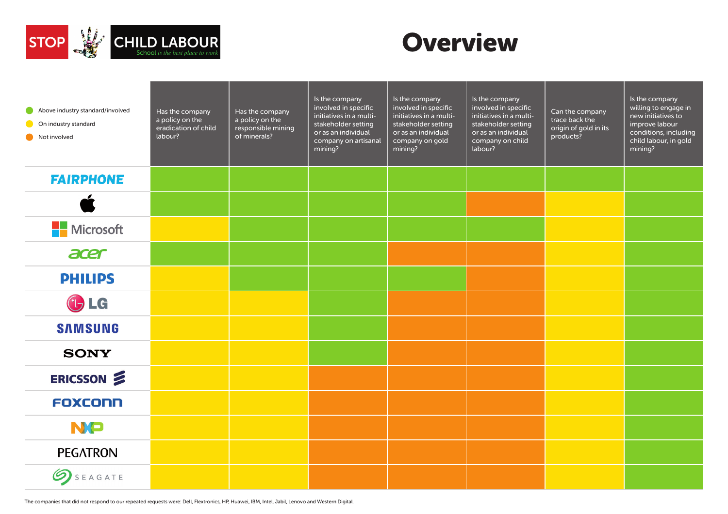STOP CHILD LABOUR — School is the best place to work

# Overview

- Green: Above industry standard/involved
- Yellow: On industry standard
- Orange: Not involved

| Company | Has the company a policy on the eradication of child labour? | Has the company a policy on the responsible mining of minerals? | Is the company involved in specific initiatives in a multi-stakeholder setting or as an individual company on artisanal mining? | Is the company involved in specific initiatives in a multi-stakeholder setting or as an individual company on gold mining? | Is the company involved in specific initiatives in a multi-stakeholder setting or as an individual company on child labour? | Can the company trace back the origin of gold in its products? | Is the company willing to engage in new initiatives to improve labour conditions, including child labour, in gold mining? |
|---|---|---|---|---|---|---|---|
| Fairphone | Above industry standard/involved | Above industry standard/involved | Above industry standard/involved | Above industry standard/involved | Above industry standard/involved | Above industry standard/involved | Above industry standard/involved |
| Apple | Above industry standard/involved | Above industry standard/involved | Above industry standard/involved | Above industry standard/involved | Not involved | On industry standard | Above industry standard/involved |
| Microsoft | On industry standard | Above industry standard/involved | Above industry standard/involved | Above industry standard/involved | Above industry standard/involved | On industry standard | Above industry standard/involved |
| Acer | Above industry standard/involved | Above industry standard/involved | Above industry standard/involved | Not involved | Not involved | On industry standard | Above industry standard/involved |
| Philips | On industry standard | Above industry standard/involved | Above industry standard/involved | Above industry standard/involved | Not involved | On industry standard | Above industry standard/involved |
| LG | On industry standard | On industry standard | Above industry standard/involved | Not involved | Not involved | On industry standard | Above industry standard/involved |
| Samsung | On industry standard | On industry standard | Above industry standard/involved | Not involved | Not involved | On industry standard | Above industry standard/involved |
| Sony | On industry standard | On industry standard | Above industry standard/involved | Not involved | Not involved | On industry standard | Above industry standard/involved |
| Ericsson | On industry standard | On industry standard | Not involved | Not involved | Not involved | On industry standard | Above industry standard/involved |
| Foxconn | On industry standard | On industry standard | Not involved | Not involved | Not involved | On industry standard | Above industry standard/involved |
| NXP | On industry standard | On industry standard | Not involved | Not involved | Not involved | On industry standard | Above industry standard/involved |
| Pegatron | On industry standard | On industry standard | Not involved | Not involved | Not involved | On industry standard | Above industry standard/involved |
| Seagate | On industry standard | On industry standard | Not involved | Not involved | Not involved | On industry standard | Above industry standard/involved |

The companies that did not respond to our repeated requests were: Dell, Flextronics, HP, Huawei, IBM, Intel, Jabil, Lenovo and Western Digital.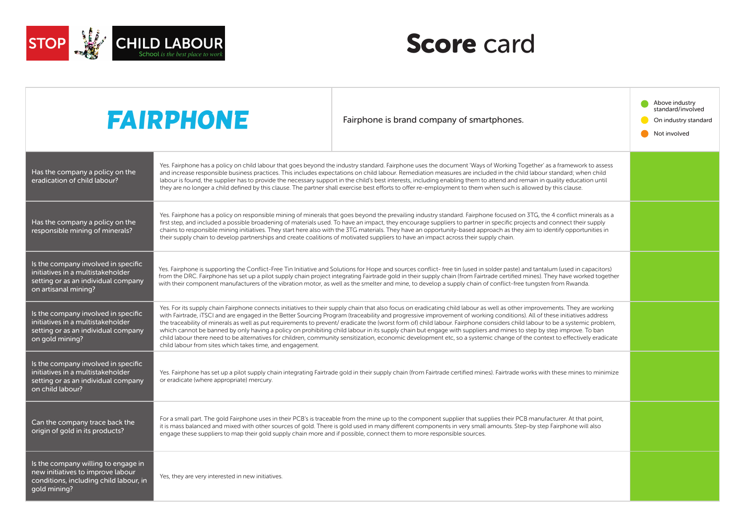STOP CHILD LABOUR School *is the best place to work*

# **Score** card

| FAIRPHONE | Fairphone is brand company of smartphones. | Above industry standard/involved; On industry standard; Not involved |
|---|---|---|
| Has the company a policy on the eradication of child labour? | Yes. Fairphone has a policy on child labour that goes beyond the industry standard. Fairphone uses the document 'Ways of Working Together' as a framework to assess and increase responsible business practices. This includes expectations on child labour. Remediation measures are included in the child labour standard; when child labour is found, the supplier has to provide the necessary support in the child's best interests, including enabling them to attend and remain in quality education until they are no longer a child defined by this clause. The partner shall exercise best efforts to offer re-employment to them when such is allowed by this clause. | Above industry standard/involved |
| Has the company a policy on the responsible mining of minerals? | Yes. Fairphone has a policy on responsible mining of minerals that goes beyond the prevailing industry standard. Fairphone focused on 3TG, the 4 conflict minerals as a first step, and included a possible broadening of materials used. To have an impact, they encourage suppliers to partner in specific projects and connect their supply chains to responsible mining initiatives. They start here also with the 3TG materials. They have an opportunity-based approach as they aim to identify opportunities in their supply chain to develop partnerships and create coalitions of motivated suppliers to have an impact across their supply chain. | Above industry standard/involved |
| Is the company involved in specific initiatives in a multistakeholder setting or as an individual company on artisanal mining? | Yes. Fairphone is supporting the Conflict-Free Tin Initiative and Solutions for Hope and sources conflict- free tin (used in solder paste) and tantalum (used in capacitors) from the DRC. Fairphone has set up a pilot supply chain project integrating Fairtrade gold in their supply chain (from Fairtrade certified mines). They have worked together with their component manufacturers of the vibration motor, as well as the smelter and mine, to develop a supply chain of conflict-free tungsten from Rwanda. | Above industry standard/involved |
| Is the company involved in specific initiatives in a multistakeholder setting or as an individual company on gold mining? | Yes. For its supply chain Fairphone connects initiatives to their supply chain that also focus on eradicating child labour as well as other improvements. They are working with Fairtrade, iTSCI and are engaged in the Better Sourcing Program (traceability and progressive improvement of working conditions). All of these initiatives address the traceability of minerals as well as put requirements to prevent/ eradicate the (worst form of) child labour. Fairphone considers child labour to be a systemic problem, which cannot be banned by only having a policy on prohibiting child labour in its supply chain but engage with suppliers and mines to step by step improve. To ban child labour there need to be alternatives for children, community sensitization, economic development etc, so a systemic change of the context to effectively eradicate child labour from sites which takes time, and engagement. | Above industry standard/involved |
| Is the company involved in specific initiatives in a multistakeholder setting or as an individual company on child labour? | Yes. Fairphone has set up a pilot supply chain integrating Fairtrade gold in their supply chain (from Fairtrade certified mines). Fairtrade works with these mines to minimize or eradicate (where appropriate) mercury. | Above industry standard/involved |
| Can the company trace back the origin of gold in its products? | For a small part. The gold Fairphone uses in their PCB's is traceable from the mine up to the component supplier that supplies their PCB manufacturer. At that point, it is mass balanced and mixed with other sources of gold. There is gold used in many different components in very small amounts. Step-by step Fairphone will also engage these suppliers to map their gold supply chain more and if possible, connect them to more responsible sources. | Above industry standard/involved |
| Is the company willing to engage in new initiatives to improve labour conditions, including child labour, in gold mining? | Yes, they are very interested in new initiatives. | Above industry standard/involved |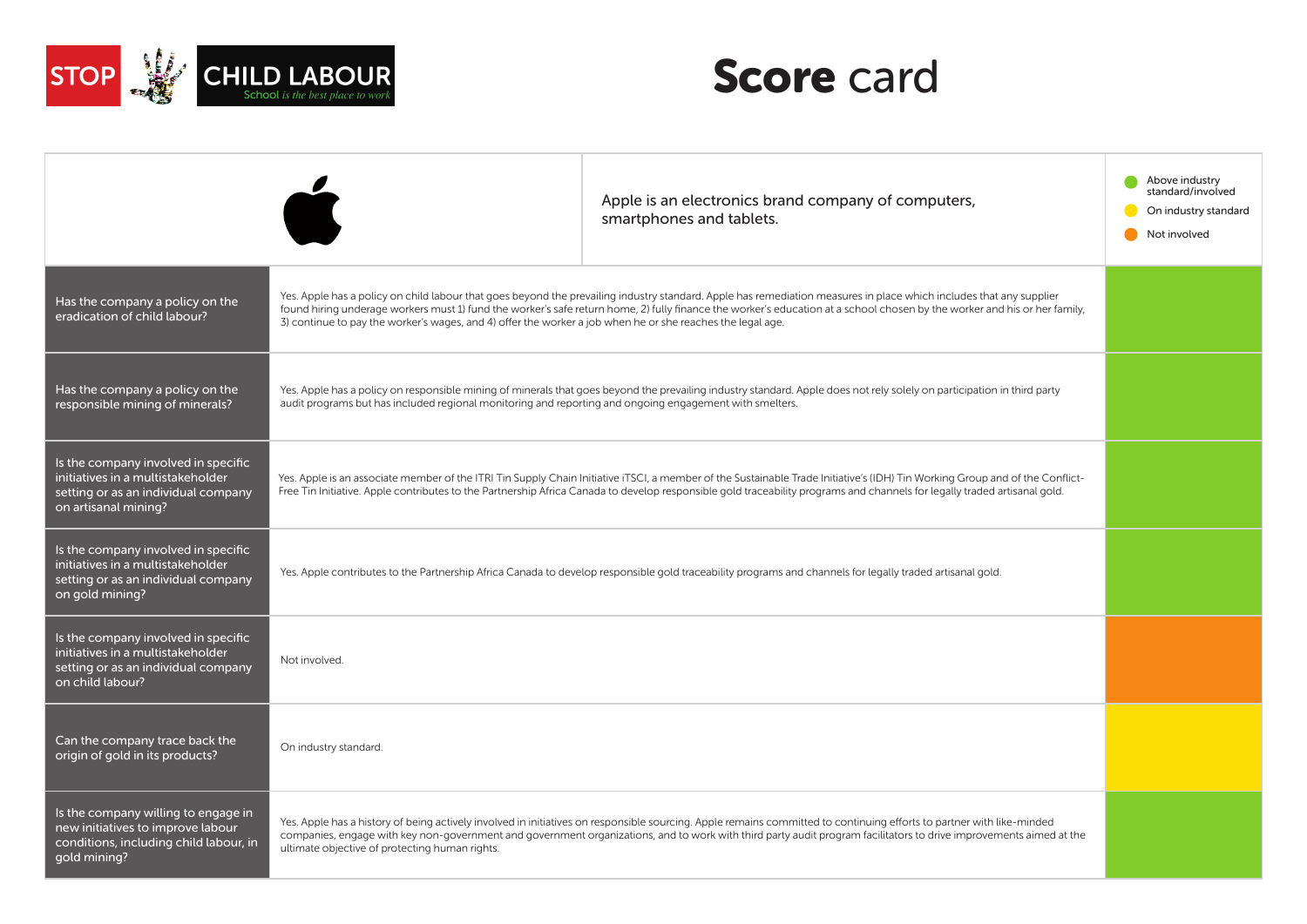STOP CHILD LABOUR
School is the best place to work

# Score card

Apple is an electronics brand company of computers, smartphones and tablets.

- Above industry standard/involved
- On industry standard
- Not involved

| Question | Answer | Score |
| --- | --- | --- |
| Has the company a policy on the eradication of child labour? | Yes. Apple has a policy on child labour that goes beyond the prevailing industry standard. Apple has remediation measures in place which includes that any supplier found hiring underage workers must 1) fund the worker's safe return home, 2) fully finance the worker's education at a school chosen by the worker and his or her family, 3) continue to pay the worker's wages, and 4) offer the worker a job when he or she reaches the legal age. | Above industry standard/involved |
| Has the company a policy on the responsible mining of minerals? | Yes. Apple has a policy on responsible mining of minerals that goes beyond the prevailing industry standard. Apple does not rely solely on participation in third party audit programs but has included regional monitoring and reporting and ongoing engagement with smelters. | Above industry standard/involved |
| Is the company involved in specific initiatives in a multistakeholder setting or as an individual company on artisanal mining? | Yes. Apple is an associate member of the ITRI Tin Supply Chain Initiative iTSCI, a member of the Sustainable Trade Initiative's (IDH) Tin Working Group and of the Conflict-Free Tin Initiative. Apple contributes to the Partnership Africa Canada to develop responsible gold traceability programs and channels for legally traded artisanal gold. | Above industry standard/involved |
| Is the company involved in specific initiatives in a multistakeholder setting or as an individual company on gold mining? | Yes. Apple contributes to the Partnership Africa Canada to develop responsible gold traceability programs and channels for legally traded artisanal gold. | Above industry standard/involved |
| Is the company involved in specific initiatives in a multistakeholder setting or as an individual company on child labour? | Not involved. | Not involved |
| Can the company trace back the origin of gold in its products? | On industry standard. | On industry standard |
| Is the company willing to engage in new initiatives to improve labour conditions, including child labour, in gold mining? | Yes. Apple has a history of being actively involved in initiatives on responsible sourcing. Apple remains committed to continuing efforts to partner with like-minded companies, engage with key non-government and government organizations, and to work with third party audit program facilitators to drive improvements aimed at the ultimate objective of protecting human rights. | Above industry standard/involved |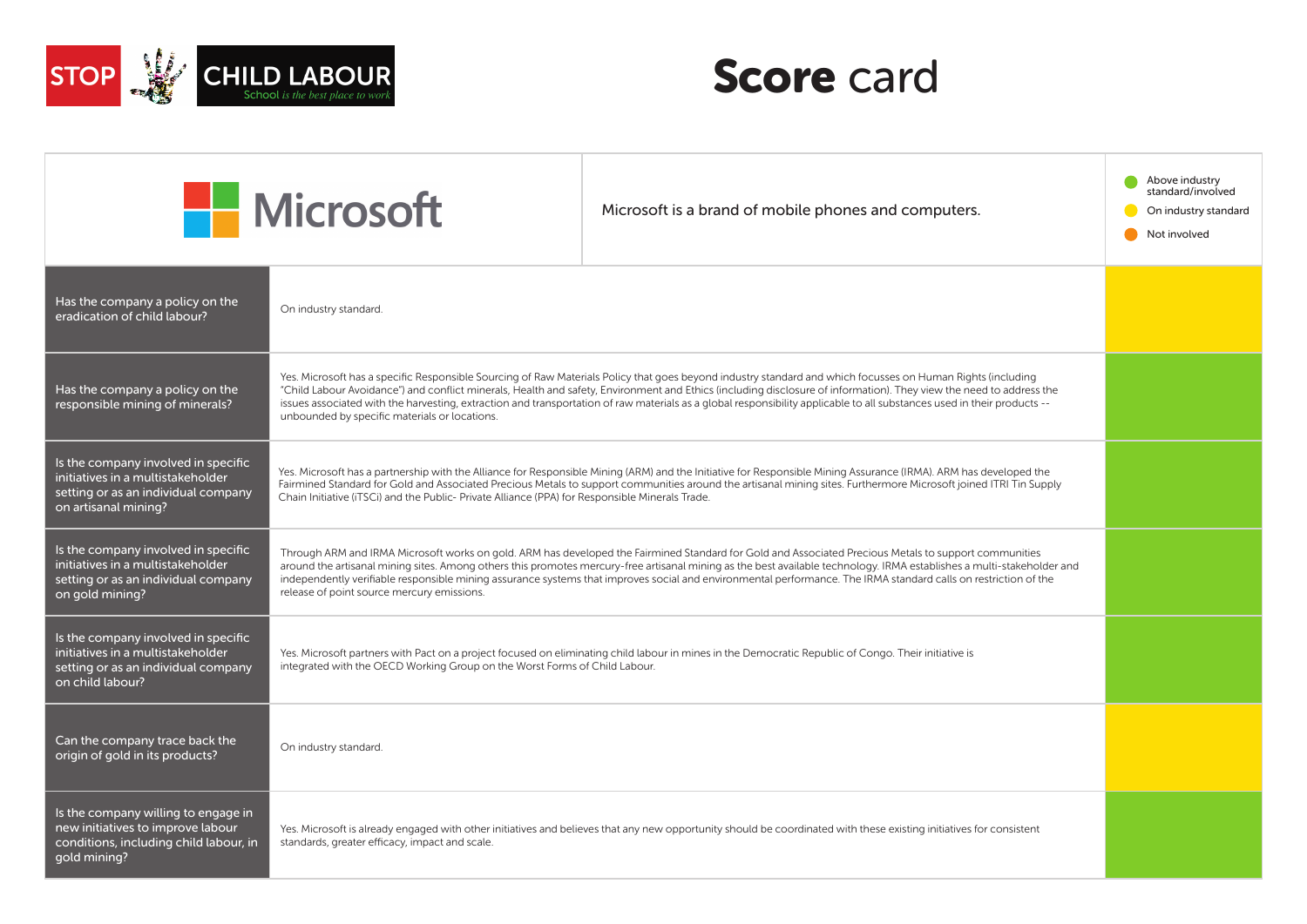STOP CHILD LABOUR
School is the best place to work

# Score card

## Microsoft

Microsoft is a brand of mobile phones and computers.

- Above industry standard/involved
- On industry standard
- Not involved

| Question | Answer | Score |
|---|---|---|
| Has the company a policy on the eradication of child labour? | On industry standard. | On industry standard |
| Has the company a policy on the responsible mining of minerals? | Yes. Microsoft has a specific Responsible Sourcing of Raw Materials Policy that goes beyond industry standard and which focusses on Human Rights (including "Child Labour Avoidance") and conflict minerals, Health and safety, Environment and Ethics (including disclosure of information). They view the need to address the issues associated with the harvesting, extraction and transportation of raw materials as a global responsibility applicable to all substances used in their products -- unbounded by specific materials or locations. | Above industry standard/involved |
| Is the company involved in specific initiatives in a multistakeholder setting or as an individual company on artisanal mining? | Yes. Microsoft has a partnership with the Alliance for Responsible Mining (ARM) and the Initiative for Responsible Mining Assurance (IRMA). ARM has developed the Fairmined Standard for Gold and Associated Precious Metals to support communities around the artisanal mining sites. Furthermore Microsoft joined ITRI Tin Supply Chain Initiative (iTSCi) and the Public- Private Alliance (PPA) for Responsible Minerals Trade. | Above industry standard/involved |
| Is the company involved in specific initiatives in a multistakeholder setting or as an individual company on gold mining? | Through ARM and IRMA Microsoft works on gold. ARM has developed the Fairmined Standard for Gold and Associated Precious Metals to support communities around the artisanal mining sites. Among others this promotes mercury-free artisanal mining as the best available technology. IRMA establishes a multi-stakeholder and independently verifiable responsible mining assurance systems that improves social and environmental performance. The IRMA standard calls on restriction of the release of point source mercury emissions. | Above industry standard/involved |
| Is the company involved in specific initiatives in a multistakeholder setting or as an individual company on child labour? | Yes. Microsoft partners with Pact on a project focused on eliminating child labour in mines in the Democratic Republic of Congo. Their initiative is integrated with the OECD Working Group on the Worst Forms of Child Labour. | Above industry standard/involved |
| Can the company trace back the origin of gold in its products? | On industry standard. | On industry standard |
| Is the company willing to engage in new initiatives to improve labour conditions, including child labour, in gold mining? | Yes. Microsoft is already engaged with other initiatives and believes that any new opportunity should be coordinated with these existing initiatives for consistent standards, greater efficacy, impact and scale. | Above industry standard/involved |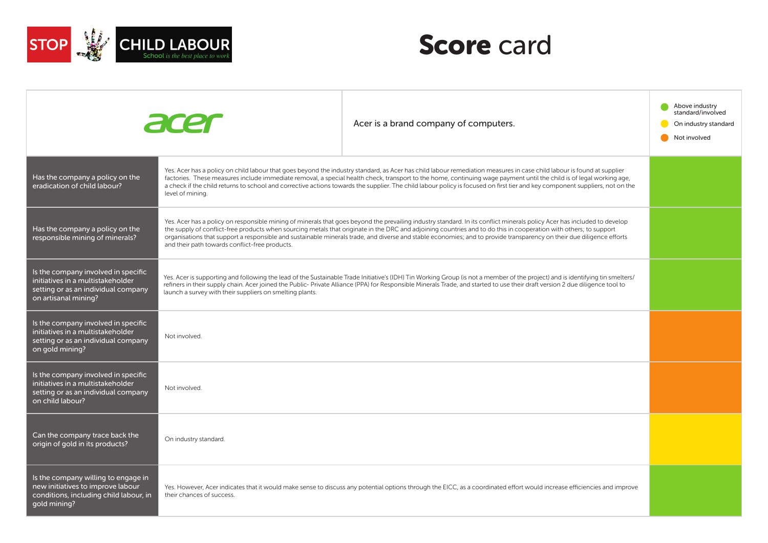STOP CHILD LABOUR School *is the best place to work*

# **Score** card

| acer | Acer is a brand company of computers. | Legend: Green = Above industry standard/involved; Yellow = On industry standard; Orange = Not involved |
|---|---|---|
| Has the company a policy on the eradication of child labour? | Yes. Acer has a policy on child labour that goes beyond the industry standard, as Acer has child labour remediation measures in case child labour is found at supplier factories. These measures include immediate removal, a special health check, transport to the home, continuing wage payment until the child is of legal working age, a check if the child returns to school and corrective actions towards the supplier. The child labour policy is focused on first tier and key component suppliers, not on the level of mining. | Green (Above industry standard/involved) |
| Has the company a policy on the responsible mining of minerals? | Yes. Acer has a policy on responsible mining of minerals that goes beyond the prevailing industry standard. In its conflict minerals policy Acer has included to develop the supply of conflict-free products when sourcing metals that originate in the DRC and adjoining countries and to do this in cooperation with others; to support organisations that support a responsible and sustainable minerals trade, and diverse and stable economies; and to provide transparency on their due diligence efforts and their path towards conflict-free products. | Green (Above industry standard/involved) |
| Is the company involved in specific initiatives in a multistakeholder setting or as an individual company on artisanal mining? | Yes. Acer is supporting and following the lead of the Sustainable Trade Initiative's (IDH) Tin Working Group (is not a member of the project) and is identifying tin smelters/refiners in their supply chain. Acer joined the Public- Private Alliance (PPA) for Responsible Minerals Trade, and started to use their draft version 2 due diligence tool to launch a survey with their suppliers on smelting plants. | Green (Above industry standard/involved) |
| Is the company involved in specific initiatives in a multistakeholder setting or as an individual company on gold mining? | Not involved. | Orange (Not involved) |
| Is the company involved in specific initiatives in a multistakeholder setting or as an individual company on child labour? | Not involved. | Orange (Not involved) |
| Can the company trace back the origin of gold in its products? | On industry standard. | Yellow (On industry standard) |
| Is the company willing to engage in new initiatives to improve labour conditions, including child labour, in gold mining? | Yes. However, Acer indicates that it would make sense to discuss any potential options through the EICC, as a coordinated effort would increase efficiencies and improve their chances of success. | Green (Above industry standard/involved) |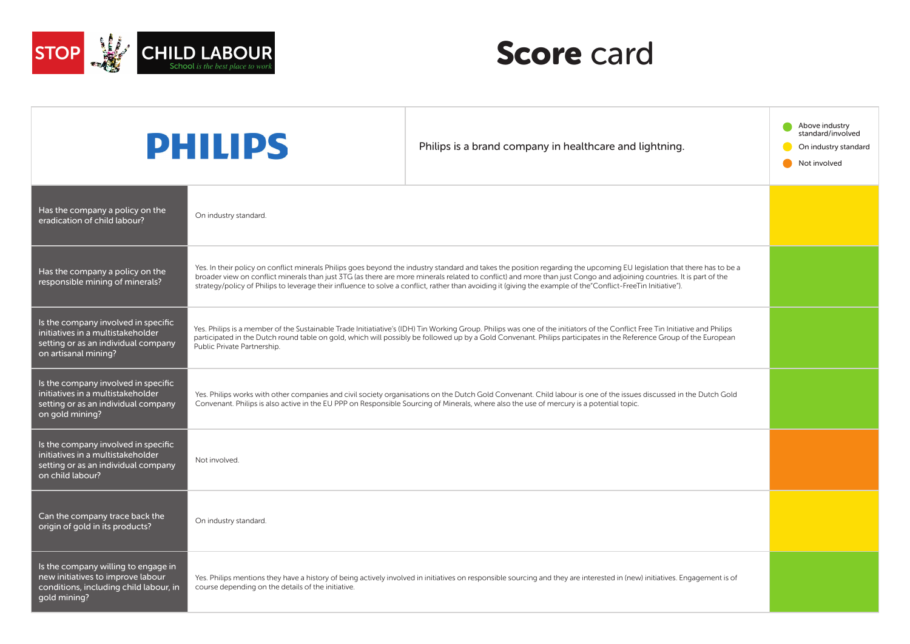STOP CHILD LABOUR
School is the best place to work

# Score card

## PHILIPS

Philips is a brand company in healthcare and lightning.

Legend:
- Green: Above industry standard/involved
- Yellow: On industry standard
- Orange: Not involved

| Question | Answer | Score |
|---|---|---|
| Has the company a policy on the eradication of child labour? | On industry standard. | On industry standard (yellow) |
| Has the company a policy on the responsible mining of minerals? | Yes. In their policy on conflict minerals Philips goes beyond the industry standard and takes the position regarding the upcoming EU legislation that there has to be a broader view on conflict minerals than just 3TG (as there are more minerals related to conflict) and more than just Congo and adjoining countries. It is part of the strategy/policy of Philips to leverage their influence to solve a conflict, rather than avoiding it (giving the example of the"Conflict-FreeTin Initiative"). | Above industry standard/involved (green) |
| Is the company involved in specific initiatives in a multistakeholder setting or as an individual company on artisanal mining? | Yes. Philips is a member of the Sustainable Trade Initiatiative's (IDH) Tin Working Group. Philips was one of the initiators of the Conflict Free Tin Initiative and Philips participated in the Dutch round table on gold, which will possibly be followed up by a Gold Convenant. Philips participates in the Reference Group of the European Public Private Partnership. | Above industry standard/involved (green) |
| Is the company involved in specific initiatives in a multistakeholder setting or as an individual company on gold mining? | Yes. Philips works with other companies and civil society organisations on the Dutch Gold Convenant. Child labour is one of the issues discussed in the Dutch Gold Convenant. Philips is also active in the EU PPP on Responsible Sourcing of Minerals, where also the use of mercury is a potential topic. | Above industry standard/involved (green) |
| Is the company involved in specific initiatives in a multistakeholder setting or as an individual company on child labour? | Not involved. | Not involved (orange) |
| Can the company trace back the origin of gold in its products? | On industry standard. | On industry standard (yellow) |
| Is the company willing to engage in new initiatives to improve labour conditions, including child labour, in gold mining? | Yes. Philips mentions they have a history of being actively involved in initiatives on responsible sourcing and they are interested in (new) initiatives. Engagement is of course depending on the details of the initiative. | Above industry standard/involved (green) |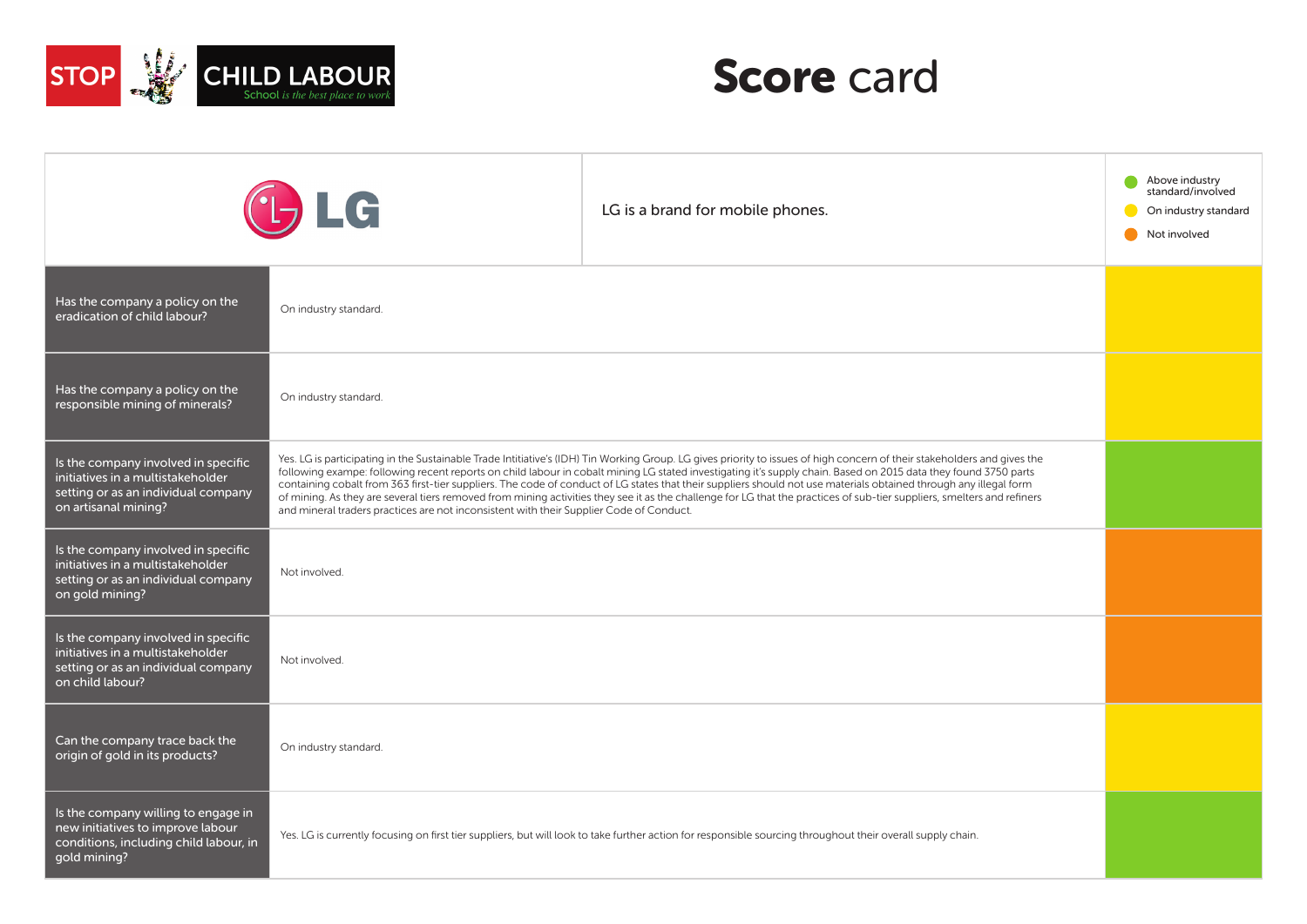STOP CHILD LABOUR
School is the best place to work

# Score card

| LG | LG is a brand for mobile phones. | Legend: Green = Above industry standard/involved; Yellow = On industry standard; Orange = Not involved |
|---|---|---|
| Has the company a policy on the eradication of child labour? | On industry standard. | Yellow |
| Has the company a policy on the responsible mining of minerals? | On industry standard. | Yellow |
| Is the company involved in specific initiatives in a multistakeholder setting or as an individual company on artisanal mining? | Yes. LG is participating in the Sustainable Trade Intitiative's (IDH) Tin Working Group. LG gives priority to issues of high concern of their stakeholders and gives the following example: following recent reports on child labour in cobalt mining LG stated investigating it's supply chain. Based on 2015 data they found 3750 parts containing cobalt from 363 first-tier suppliers. The code of conduct of LG states that their suppliers should not use materials obtained through any illegal form of mining. As they are several tiers removed from mining activities they see it as the challenge for LG that the practices of sub-tier suppliers, smelters and refiners and mineral traders practices are not inconsistent with their Supplier Code of Conduct. | Green |
| Is the company involved in specific initiatives in a multistakeholder setting or as an individual company on gold mining? | Not involved. | Orange |
| Is the company involved in specific initiatives in a multistakeholder setting or as an individual company on child labour? | Not involved. | Orange |
| Can the company trace back the origin of gold in its products? | On industry standard. | Yellow |
| Is the company willing to engage in new initiatives to improve labour conditions, including child labour, in gold mining? | Yes. LG is currently focusing on first tier suppliers, but will look to take further action for responsible sourcing throughout their overall supply chain. | Green |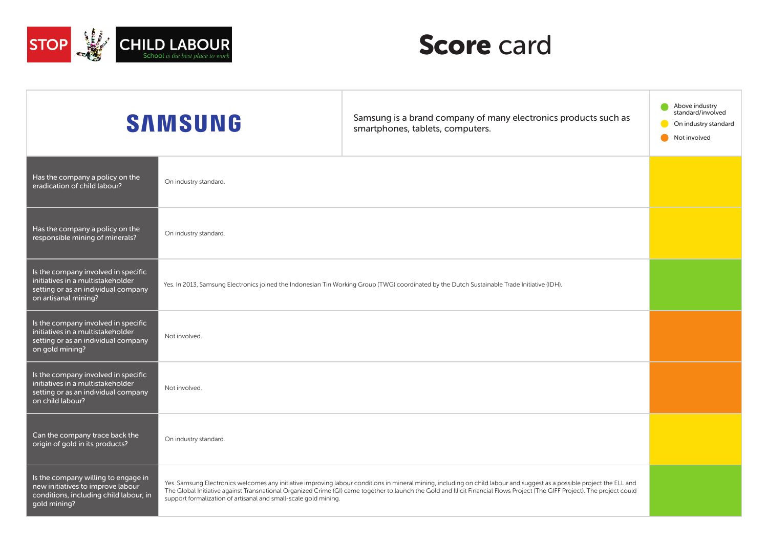STOP CHILD LABOUR — School is the best place to work

# Score card

| SAMSUNG | Samsung is a brand company of many electronics products such as smartphones, tablets, computers. | Legend: 🟢 Above industry standard/involved; 🟡 On industry standard; 🟠 Not involved |
|---|---|---|
| Has the company a policy on the eradication of child labour? | On industry standard. | 🟡 |
| Has the company a policy on the responsible mining of minerals? | On industry standard. | 🟡 |
| Is the company involved in specific initiatives in a multistakeholder setting or as an individual company on artisanal mining? | Yes. In 2013, Samsung Electronics joined the Indonesian Tin Working Group (TWG) coordinated by the Dutch Sustainable Trade Initiative (IDH). | 🟢 |
| Is the company involved in specific initiatives in a multistakeholder setting or as an individual company on gold mining? | Not involved. | 🟠 |
| Is the company involved in specific initiatives in a multistakeholder setting or as an individual company on child labour? | Not involved. | 🟠 |
| Can the company trace back the origin of gold in its products? | On industry standard. | 🟡 |
| Is the company willing to engage in new initiatives to improve labour conditions, including child labour, in gold mining? | Yes. Samsung Electronics welcomes any initiative improving labour conditions in mineral mining, including on child labour and suggest as a possible project the ELL and The Global Initiative against Transnational Organized Crime (GI) came together to launch the Gold and Illicit Financial Flows Project (The GIFF Project). The project could support formalization of artisanal and small-scale gold mining. | 🟢 |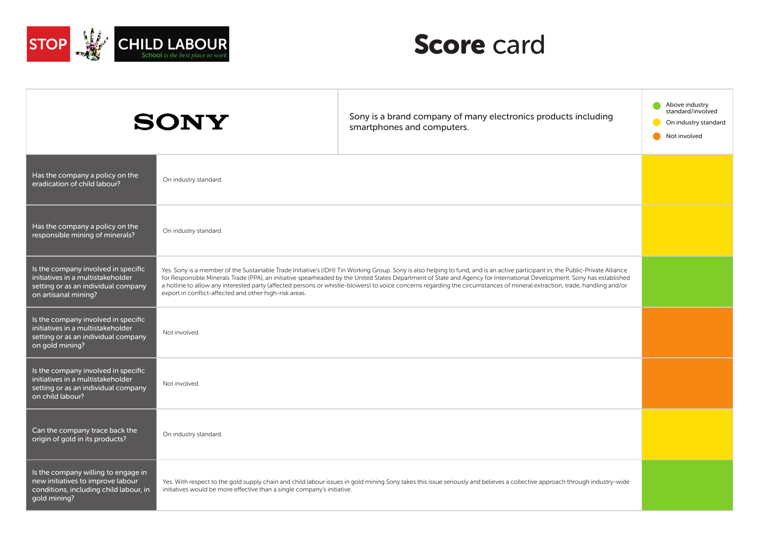STOP CHILD LABOUR
School is the best place to work

# **Score** card

**SONY**

Sony is a brand company of many electronics products including smartphones and computers.

Legend:
- Green: Above industry standard/involved
- Yellow: On industry standard
- Orange: Not involved

| Question | Answer | Score |
|---|---|---|
| Has the company a policy on the eradication of child labour? | On industry standard. | On industry standard |
| Has the company a policy on the responsible mining of minerals? | On industry standard. | On industry standard |
| Is the company involved in specific initiatives in a multistakeholder setting or as an individual company on artisanal mining? | Yes. Sony is a member of the Sustainable Trade Initiative's (IDH) Tin Working Group. Sony is also helping to fund, and is an active participant in, the Public-Private Alliance for Responsible Minerals Trade (PPA), an initiative spearheaded by the United States Department of State and Agency for International Development. Sony has established a hotline to allow any interested party (affected persons or whistle-blowers) to voice concerns regarding the circumstances of mineral extraction, trade, handling and/or export in conflict-affected and other high-risk areas. | Above industry standard/involved |
| Is the company involved in specific initiatives in a multistakeholder setting or as an individual company on gold mining? | Not involved. | Not involved |
| Is the company involved in specific initiatives in a multistakeholder setting or as an individual company on child labour? | Not involved. | Not involved |
| Can the company trace back the origin of gold in its products? | On industry standard. | On industry standard |
| Is the company willing to engage in new initiatives to improve labour conditions, including child labour, in gold mining? | Yes. With respect to the gold supply chain and child labour issues in gold mining Sony takes this issue seriously and believes a collective approach through industry-wide initiatives would be more effective than a single company's initiative. | Above industry standard/involved |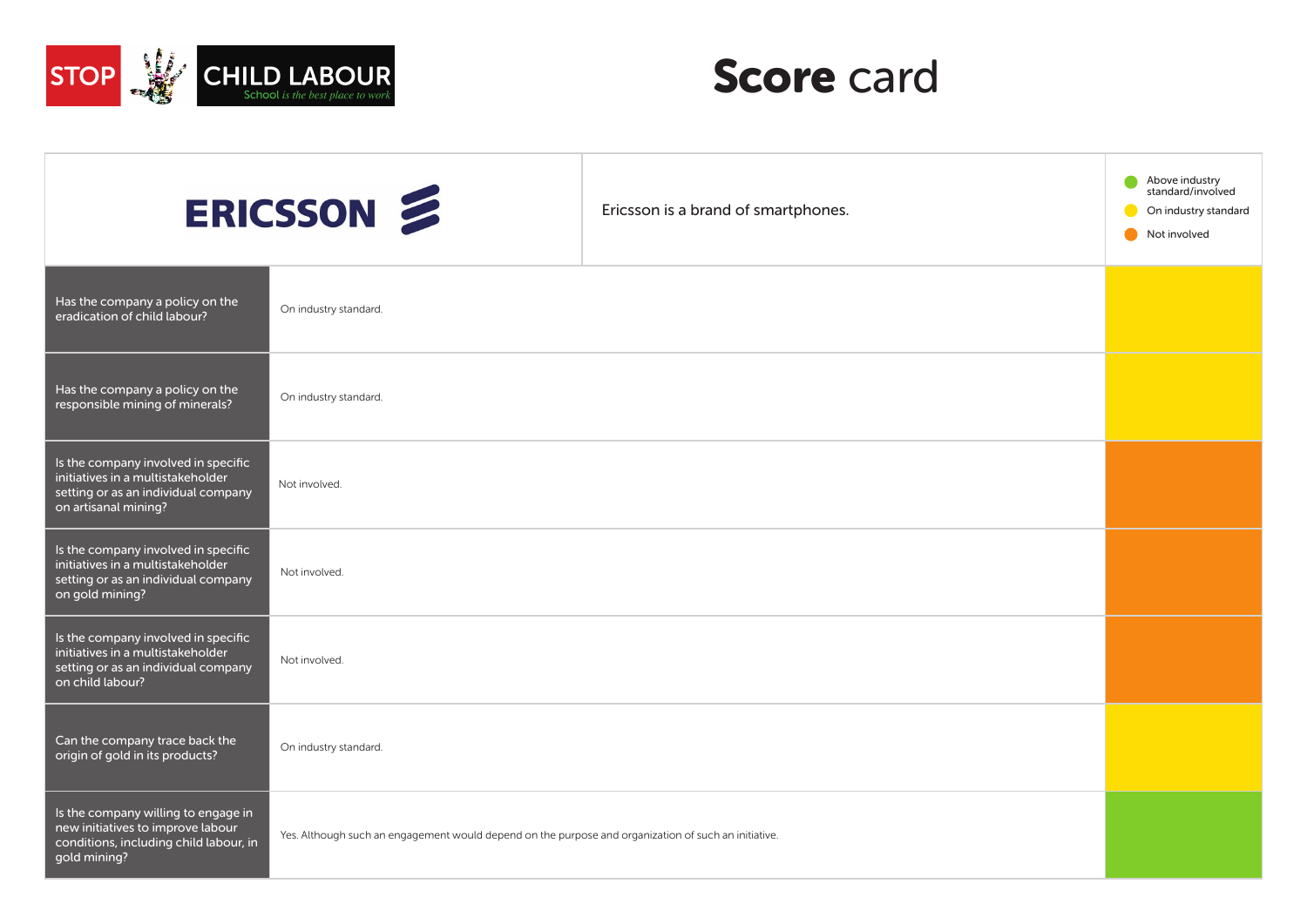STOP CHILD LABOUR — School is the best place to work

# Score card

## ERICSSON

Ericsson is a brand of smartphones.

Legend:
- Above industry standard/involved (green)
- On industry standard (yellow)
- Not involved (orange)

| Question | Answer | Score |
| --- | --- | --- |
| Has the company a policy on the eradication of child labour? | On industry standard. | On industry standard |
| Has the company a policy on the responsible mining of minerals? | On industry standard. | On industry standard |
| Is the company involved in specific initiatives in a multistakeholder setting or as an individual company on artisanal mining? | Not involved. | Not involved |
| Is the company involved in specific initiatives in a multistakeholder setting or as an individual company on gold mining? | Not involved. | Not involved |
| Is the company involved in specific initiatives in a multistakeholder setting or as an individual company on child labour? | Not involved. | Not involved |
| Can the company trace back the origin of gold in its products? | On industry standard. | On industry standard |
| Is the company willing to engage in new initiatives to improve labour conditions, including child labour, in gold mining? | Yes. Although such an engagement would depend on the purpose and organization of such an initiative. | Above industry standard/involved |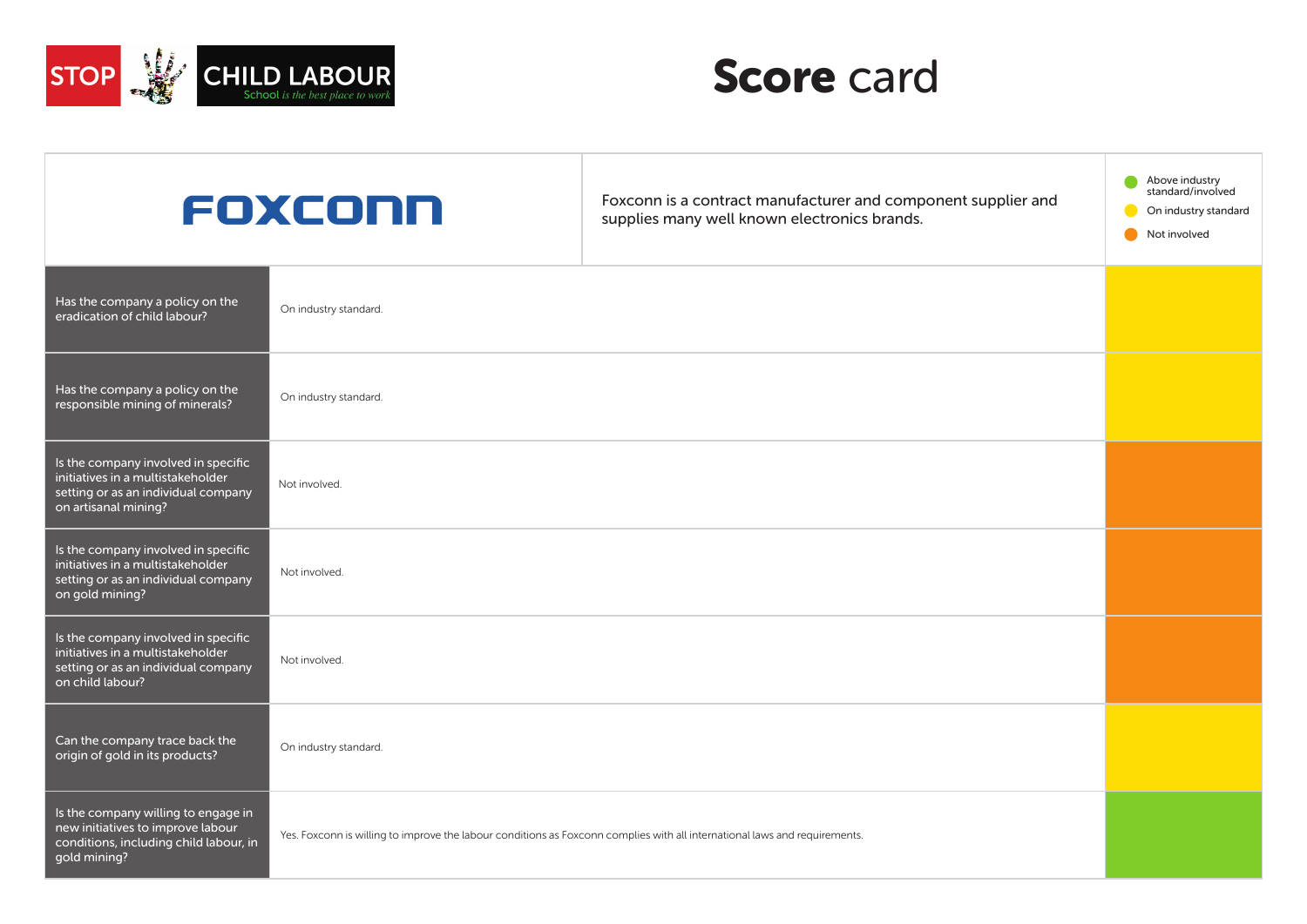STOP CHILD LABOUR School is the best place to work

# **Score** card

**FOXCONN**

Foxconn is a contract manufacturer and component supplier and supplies many well known electronics brands.

- Above industry standard/involved
- On industry standard
- Not involved

| Question | Answer | Score |
|---|---|---|
| Has the company a policy on the eradication of child labour? | On industry standard. | On industry standard |
| Has the company a policy on the responsible mining of minerals? | On industry standard. | On industry standard |
| Is the company involved in specific initiatives in a multistakeholder setting or as an individual company on artisanal mining? | Not involved. | Not involved |
| Is the company involved in specific initiatives in a multistakeholder setting or as an individual company on gold mining? | Not involved. | Not involved |
| Is the company involved in specific initiatives in a multistakeholder setting or as an individual company on child labour? | Not involved. | Not involved |
| Can the company trace back the origin of gold in its products? | On industry standard. | On industry standard |
| Is the company willing to engage in new initiatives to improve labour conditions, including child labour, in gold mining? | Yes. Foxconn is willing to improve the labour conditions as Foxconn complies with all international laws and requirements. | Above industry standard/involved |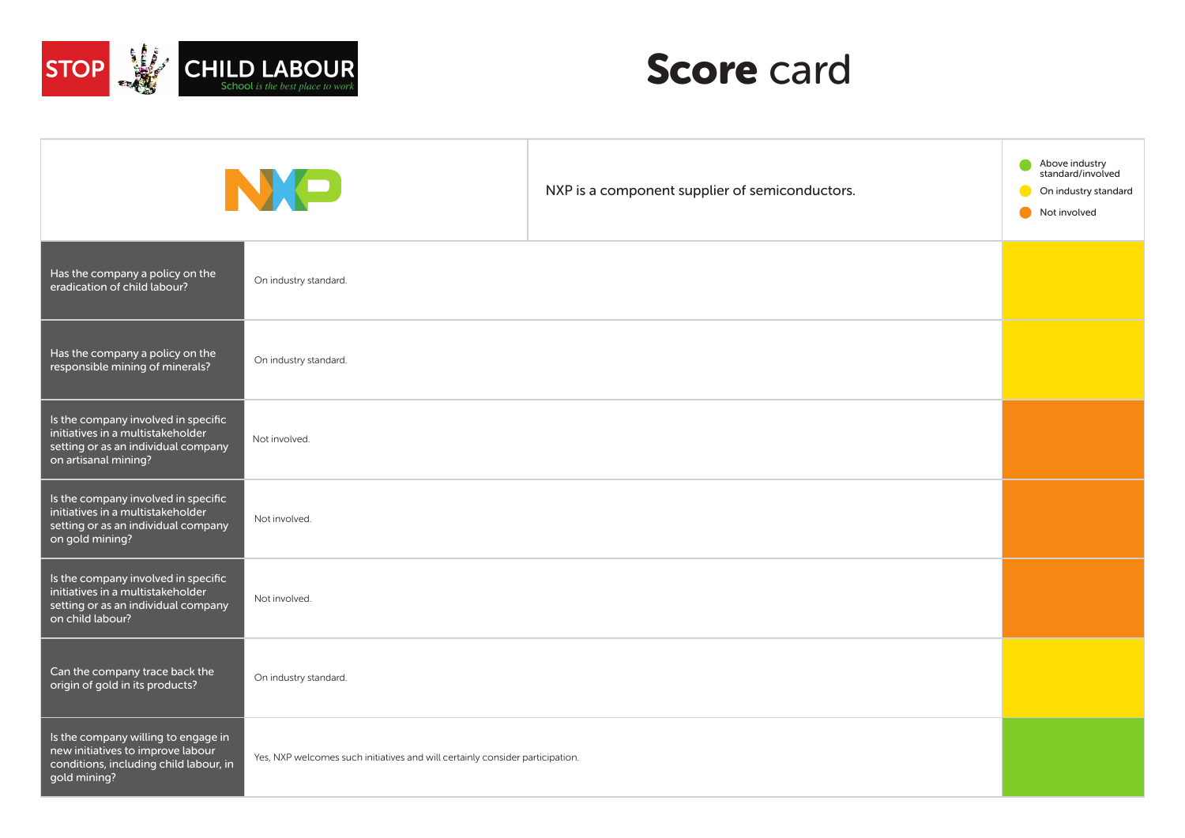STOP CHILD LABOUR School is the best place to work

# **Score** card

NXP is a component supplier of semiconductors.

- Above industry standard/involved
- On industry standard
- Not involved

| Question | Answer | Score |
|---|---|---|
| Has the company a policy on the eradication of child labour? | On industry standard. | On industry standard |
| Has the company a policy on the responsible mining of minerals? | On industry standard. | On industry standard |
| Is the company involved in specific initiatives in a multistakeholder setting or as an individual company on artisanal mining? | Not involved. | Not involved |
| Is the company involved in specific initiatives in a multistakeholder setting or as an individual company on gold mining? | Not involved. | Not involved |
| Is the company involved in specific initiatives in a multistakeholder setting or as an individual company on child labour? | Not involved. | Not involved |
| Can the company trace back the origin of gold in its products? | On industry standard. | On industry standard |
| Is the company willing to engage in new initiatives to improve labour conditions, including child labour, in gold mining? | Yes, NXP welcomes such initiatives and will certainly consider participation. | Above industry standard/involved |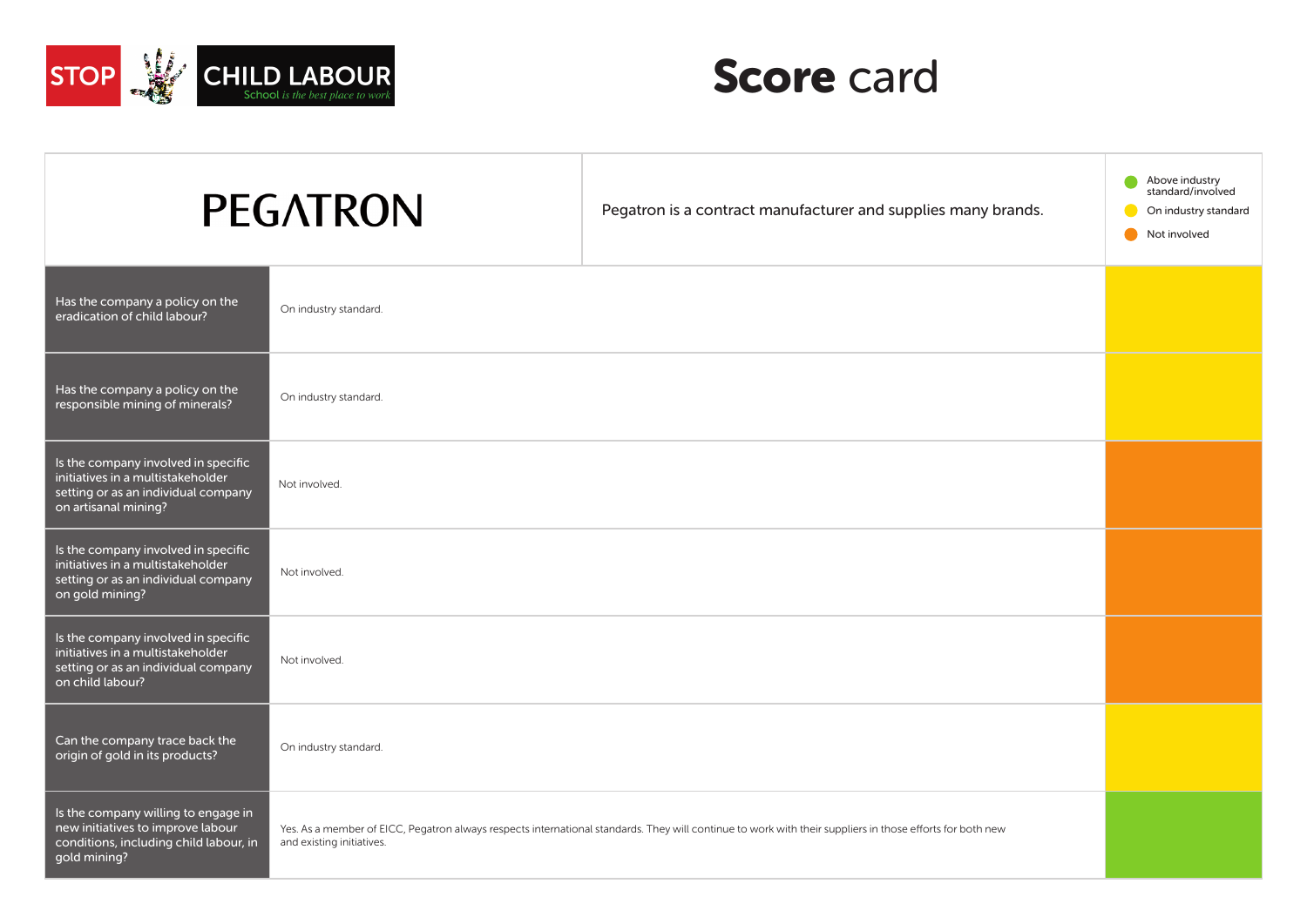STOP CHILD LABOUR

School is the best place to work

# Score card

**PEGATRON**

Pegatron is a contract manufacturer and supplies many brands.

Legend:
- Green: Above industry standard/involved
- Yellow: On industry standard
- Orange: Not involved

| Question | Answer | Score |
|---|---|---|
| Has the company a policy on the eradication of child labour? | On industry standard. | On industry standard (yellow) |
| Has the company a policy on the responsible mining of minerals? | On industry standard. | On industry standard (yellow) |
| Is the company involved in specific initiatives in a multistakeholder setting or as an individual company on artisanal mining? | Not involved. | Not involved (orange) |
| Is the company involved in specific initiatives in a multistakeholder setting or as an individual company on gold mining? | Not involved. | Not involved (orange) |
| Is the company involved in specific initiatives in a multistakeholder setting or as an individual company on child labour? | Not involved. | Not involved (orange) |
| Can the company trace back the origin of gold in its products? | On industry standard. | On industry standard (yellow) |
| Is the company willing to engage in new initiatives to improve labour conditions, including child labour, in gold mining? | Yes. As a member of EICC, Pegatron always respects international standards. They will continue to work with their suppliers in those efforts for both new and existing initiatives. | Above industry standard/involved (green) |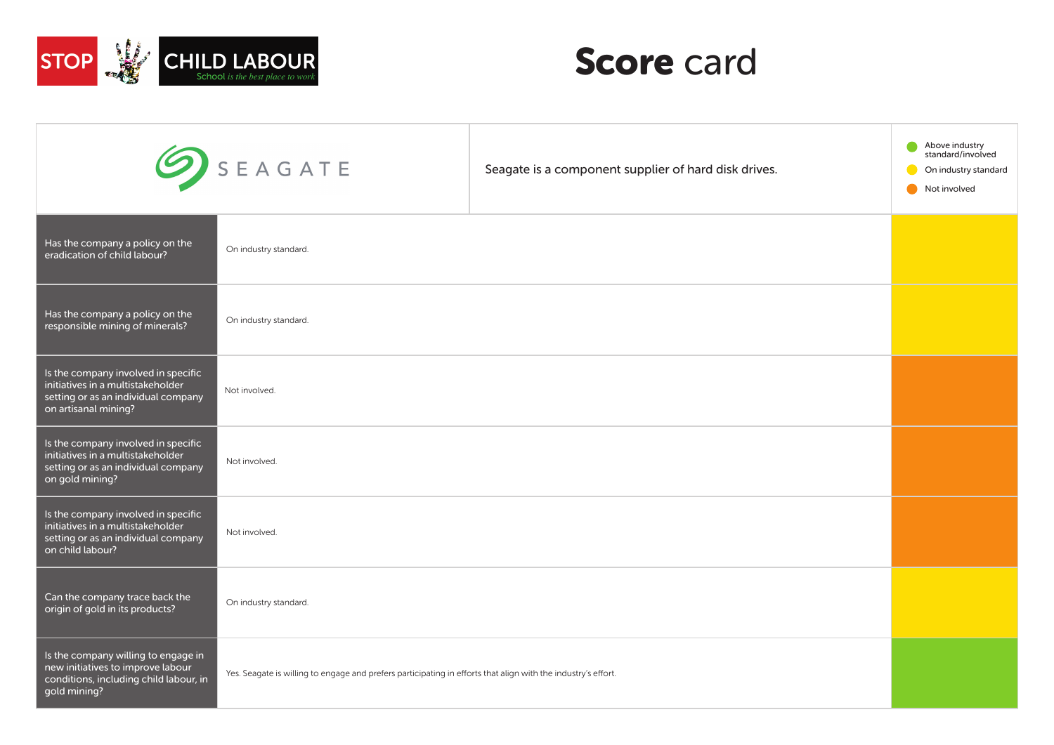STOP CHILD LABOUR School is the best place to work

# **Score** card

SEAGATE

Seagate is a component supplier of hard disk drives.

- Above industry standard/involved
- On industry standard
- Not involved

| | | |
|---|---|---|
| Has the company a policy on the eradication of child labour? | On industry standard. | On industry standard |
| Has the company a policy on the responsible mining of minerals? | On industry standard. | On industry standard |
| Is the company involved in specific initiatives in a multistakeholder setting or as an individual company on artisanal mining? | Not involved. | Not involved |
| Is the company involved in specific initiatives in a multistakeholder setting or as an individual company on gold mining? | Not involved. | Not involved |
| Is the company involved in specific initiatives in a multistakeholder setting or as an individual company on child labour? | Not involved. | Not involved |
| Can the company trace back the origin of gold in its products? | On industry standard. | On industry standard |
| Is the company willing to engage in new initiatives to improve labour conditions, including child labour, in gold mining? | Yes. Seagate is willing to engage and prefers participating in efforts that align with the industry's effort. | Above industry standard/involved |